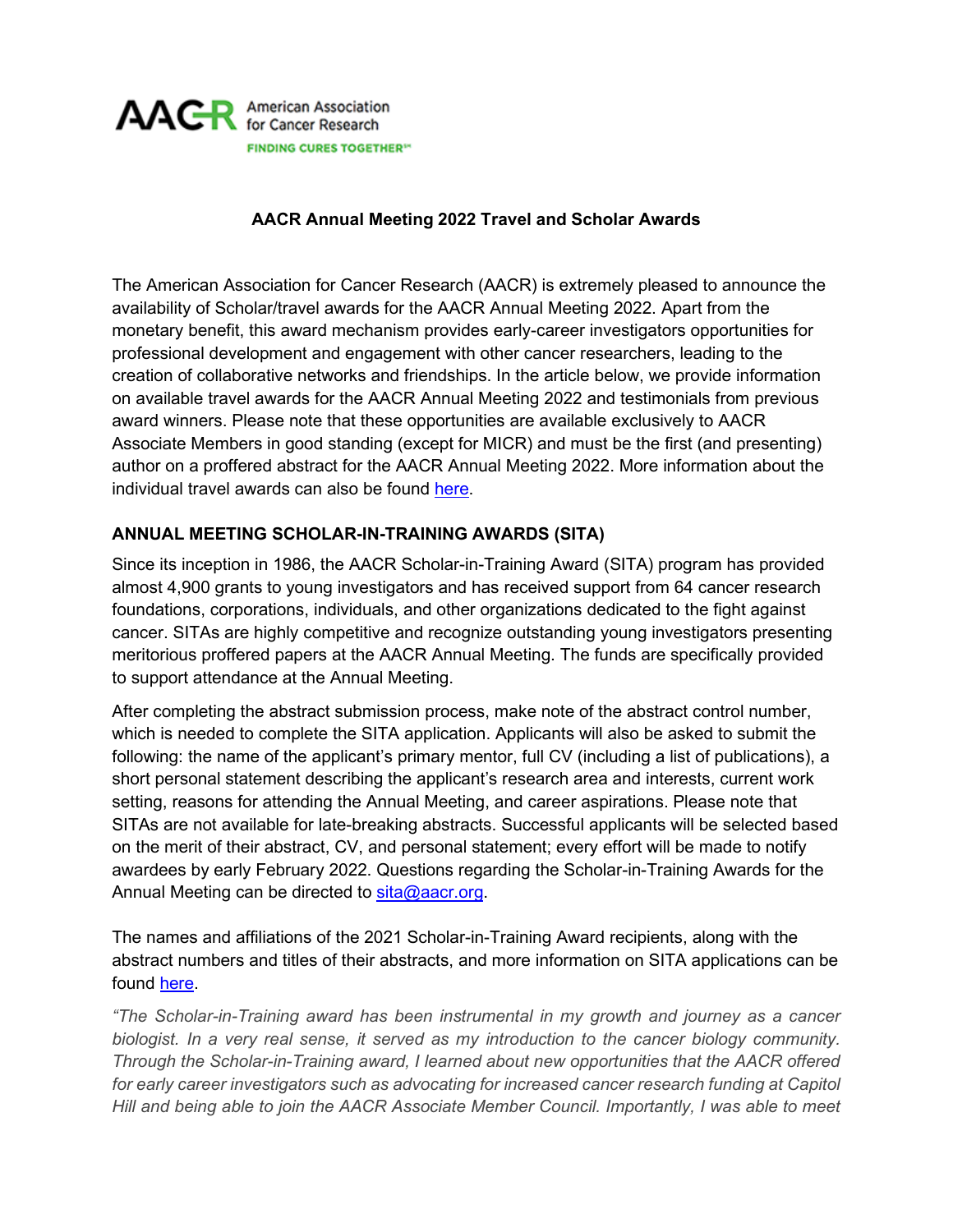**AACR Annual Meeting 2022 Travel and Scholar Awards**

The American Association for Cancer Research (AACR) is extremely pleased to announce the availability of Scholar/travel awards for the AACR Annual Meeting 2022. Apart from the monetary benefit, this award mechanism provides early-career investigators opportunities for professional development and engagement with other cancer researchers, leading to the creation of collaborative networks and friendships. In the article below, we provide information on available travel awards for the AACR Annual Meeting 2022 and testimonials from previous award winners. Please note that these opportunities are available exclusively to AACR Associate Members in good standing (except for MICR) and must be the first (and presenting) author on a proffered abstract for the AACR Annual Meeting 2022. More information about the individual travel awards can also be found here.

## ANNUAL MEETING SCHOLAR-IN-TRAINING AWARDS (SITA)

Since its inception in 1986, the AACR Scholar-in-Training Award (SITA) program has provided almost 4,900 grants to young investigators and has received support from 64 cancer research foundations, corporations, individuals, and other organizations dedicated to the fight against cancer. SITAs are highly competitive and recognize outstanding young investigators presenting meritorious proffered papers at the AACR Annual Meeting. The funds are specifically provided to support attendance at the Annual Meeting.

After completing the abstract submission process, make note of the abstract control number, which is needed to complete the SITA application. Applicants will also be asked to submit the following: the name of the applicant's primary mentor, full CV (including a list of publications), a short personal statement describing the applicant's research area and interests, current work setting, reasons for attending the Annual Meeting, and career aspirations. Please note that SITAs are not available for late-breaking abstracts. Successful applicants will be selected based on the merit of their abstract, CV, and personal statement; every effort will be made to notify awardees by early February 2022. Questions regarding the Scholar-in-Training Awards for the Annual Meeting can be directed to sita@aacr.org.

The names and affiliations of the 2021 Scholar-in-Training Award recipients, along with the abstract numbers and titles of their abstracts, and more information on SITA applications can be found here.

*"The Scholar-in-Training award has been instrumental in my growth and journey as a cancer biologist. In a very real sense, it served as my introduction to the cancer biology community. Through the Scholar-in-Training award, I learned about new opportunities that the AACR offered for early career investigators such as advocating for increased cancer research funding at Capitol Hill and being able to join the AACR Associate Member Council. Importantly, I was able to meet*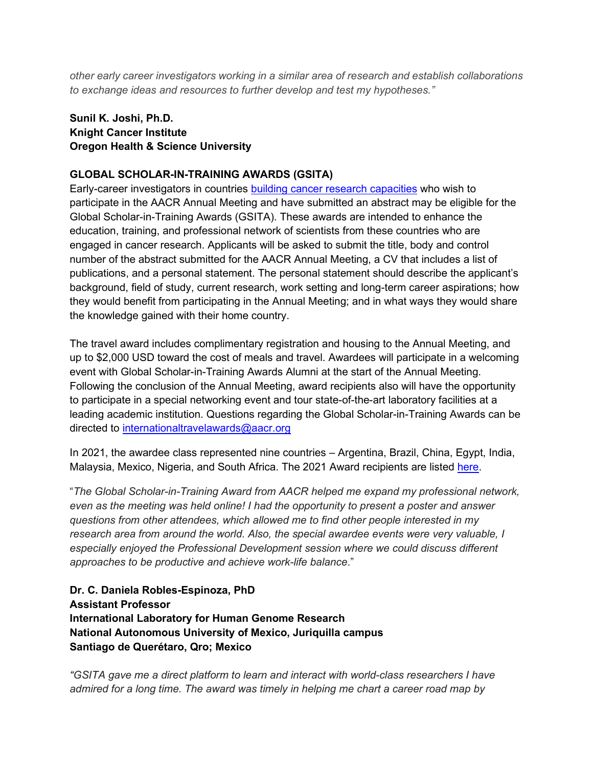*other early career investigators working in a similar area of research and establish collaborations to exchange ideas and resources to further develop and test my hypotheses."*

**Sunil K. Joshi, Ph.D.**
**Knight Cancer Institute**
**Oregon Health & Science University**

**GLOBAL SCHOLAR-IN-TRAINING AWARDS (GSITA)**

Early-career investigators in countries [building cancer research capacities]() who wish to participate in the AACR Annual Meeting and have submitted an abstract may be eligible for the Global Scholar-in-Training Awards (GSITA). These awards are intended to enhance the education, training, and professional network of scientists from these countries who are engaged in cancer research. Applicants will be asked to submit the title, body and control number of the abstract submitted for the AACR Annual Meeting, a CV that includes a list of publications, and a personal statement. The personal statement should describe the applicant's background, field of study, current research, work setting and long-term career aspirations; how they would benefit from participating in the Annual Meeting; and in what ways they would share the knowledge gained with their home country.

The travel award includes complimentary registration and housing to the Annual Meeting, and up to $2,000 USD toward the cost of meals and travel. Awardees will participate in a welcoming event with Global Scholar-in-Training Awards Alumni at the start of the Annual Meeting. Following the conclusion of the Annual Meeting, award recipients also will have the opportunity to participate in a special networking event and tour state-of-the-art laboratory facilities at a leading academic institution. Questions regarding the Global Scholar-in-Training Awards can be directed to [internationaltravelawards@aacr.org](mailto:internationaltravelawards@aacr.org)

In 2021, the awardee class represented nine countries – Argentina, Brazil, China, Egypt, India, Malaysia, Mexico, Nigeria, and South Africa. The 2021 Award recipients are listed [here]().

"*The Global Scholar-in-Training Award from AACR helped me expand my professional network, even as the meeting was held online! I had the opportunity to present a poster and answer questions from other attendees, which allowed me to find other people interested in my research area from around the world. Also, the special awardee events were very valuable, I especially enjoyed the Professional Development session where we could discuss different approaches to be productive and achieve work-life balance*."

**Dr. C. Daniela Robles-Espinoza, PhD**
**Assistant Professor**
**International Laboratory for Human Genome Research**
**National Autonomous University of Mexico, Juriquilla campus**
**Santiago de Querétaro, Qro; Mexico**

*"GSITA gave me a direct platform to learn and interact with world-class researchers I have admired for a long time. The award was timely in helping me chart a career road map by*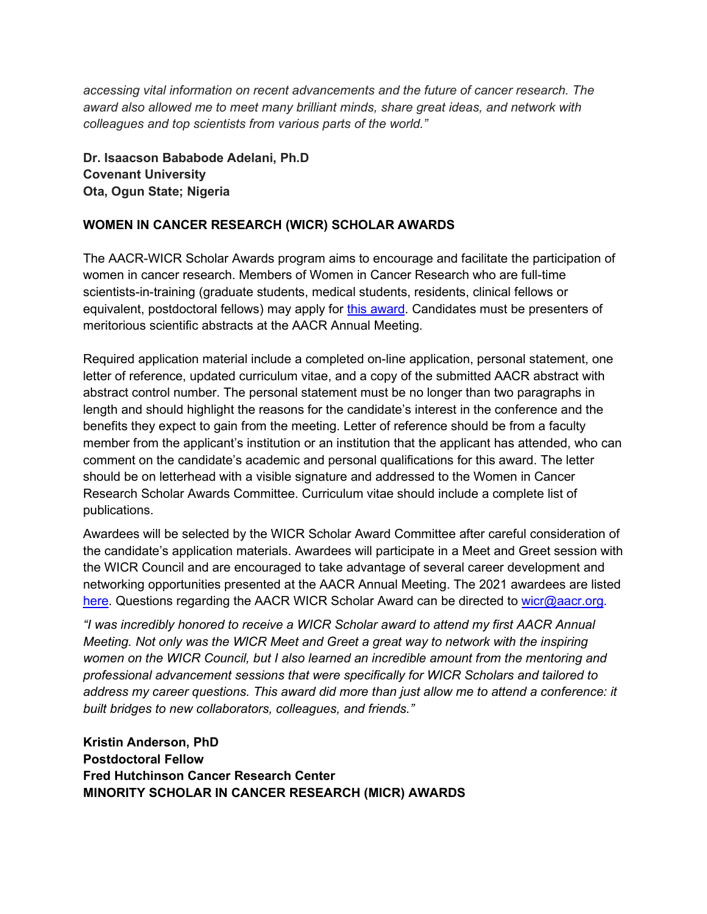*accessing vital information on recent advancements and the future of cancer research. The award also allowed me to meet many brilliant minds, share great ideas, and network with colleagues and top scientists from various parts of the world."*

**Dr. Isaacson Bababode Adelani, Ph.D**
**Covenant University**
**Ota, Ogun State; Nigeria**

**WOMEN IN CANCER RESEARCH (WICR) SCHOLAR AWARDS**

The AACR-WICR Scholar Awards program aims to encourage and facilitate the participation of women in cancer research. Members of Women in Cancer Research who are full-time scientists-in-training (graduate students, medical students, residents, clinical fellows or equivalent, postdoctoral fellows) may apply for this award. Candidates must be presenters of meritorious scientific abstracts at the AACR Annual Meeting.

Required application material include a completed on-line application, personal statement, one letter of reference, updated curriculum vitae, and a copy of the submitted AACR abstract with abstract control number. The personal statement must be no longer than two paragraphs in length and should highlight the reasons for the candidate's interest in the conference and the benefits they expect to gain from the meeting. Letter of reference should be from a faculty member from the applicant's institution or an institution that the applicant has attended, who can comment on the candidate's academic and personal qualifications for this award. The letter should be on letterhead with a visible signature and addressed to the Women in Cancer Research Scholar Awards Committee. Curriculum vitae should include a complete list of publications.

Awardees will be selected by the WICR Scholar Award Committee after careful consideration of the candidate's application materials. Awardees will participate in a Meet and Greet session with the WICR Council and are encouraged to take advantage of several career development and networking opportunities presented at the AACR Annual Meeting. The 2021 awardees are listed here. Questions regarding the AACR WICR Scholar Award can be directed to wicr@aacr.org.

*"I was incredibly honored to receive a WICR Scholar award to attend my first AACR Annual Meeting. Not only was the WICR Meet and Greet a great way to network with the inspiring women on the WICR Council, but I also learned an incredible amount from the mentoring and professional advancement sessions that were specifically for WICR Scholars and tailored to address my career questions. This award did more than just allow me to attend a conference: it built bridges to new collaborators, colleagues, and friends."*

**Kristin Anderson, PhD**
**Postdoctoral Fellow**
**Fred Hutchinson Cancer Research Center**

**MINORITY SCHOLAR IN CANCER RESEARCH (MICR) AWARDS**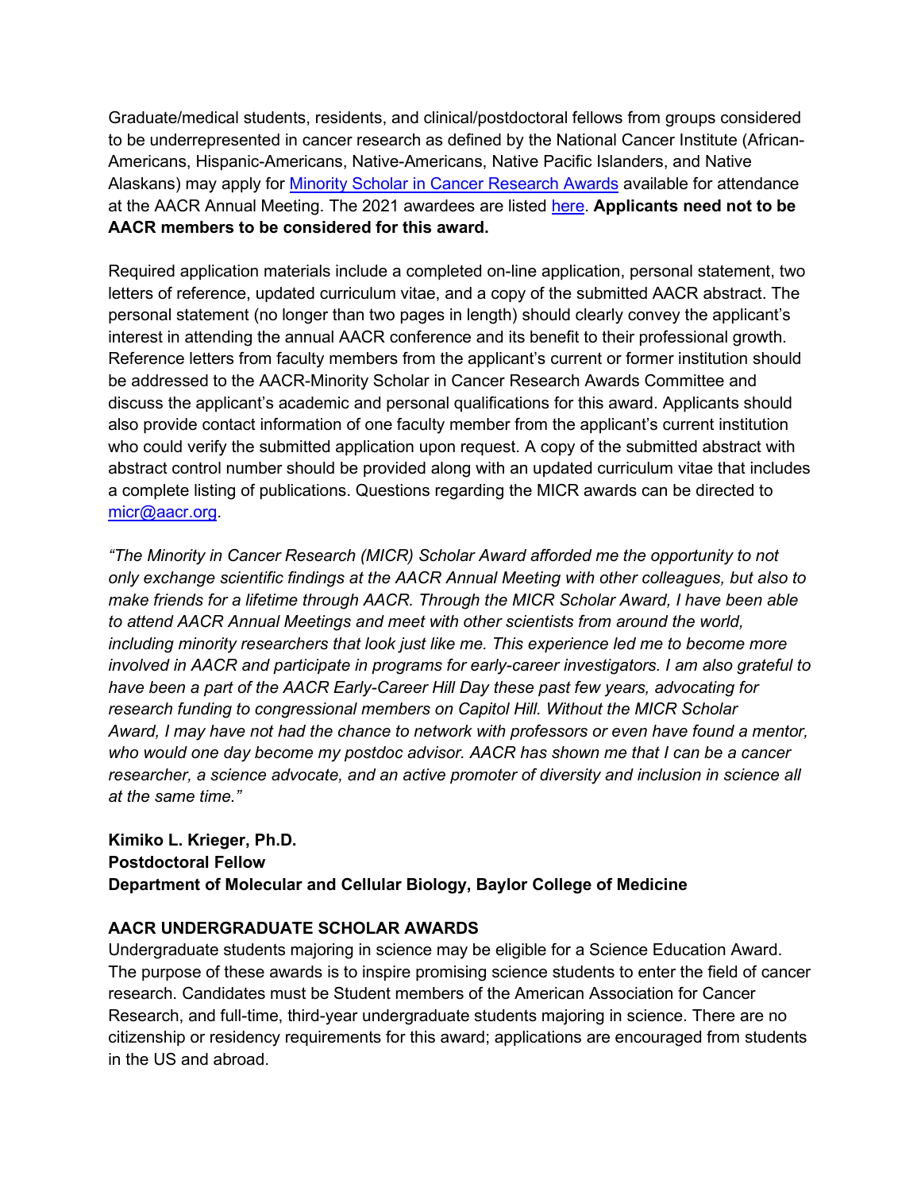Graduate/medical students, residents, and clinical/postdoctoral fellows from groups considered to be underrepresented in cancer research as defined by the National Cancer Institute (African-Americans, Hispanic-Americans, Native-Americans, Native Pacific Islanders, and Native Alaskans) may apply for Minority Scholar in Cancer Research Awards available for attendance at the AACR Annual Meeting. The 2021 awardees are listed here. **Applicants need not to be AACR members to be considered for this award.**

Required application materials include a completed on-line application, personal statement, two letters of reference, updated curriculum vitae, and a copy of the submitted AACR abstract. The personal statement (no longer than two pages in length) should clearly convey the applicant's interest in attending the annual AACR conference and its benefit to their professional growth. Reference letters from faculty members from the applicant's current or former institution should be addressed to the AACR-Minority Scholar in Cancer Research Awards Committee and discuss the applicant's academic and personal qualifications for this award. Applicants should also provide contact information of one faculty member from the applicant's current institution who could verify the submitted application upon request. A copy of the submitted abstract with abstract control number should be provided along with an updated curriculum vitae that includes a complete listing of publications. Questions regarding the MICR awards can be directed to micr@aacr.org.

*"The Minority in Cancer Research (MICR) Scholar Award afforded me the opportunity to not only exchange scientific findings at the AACR Annual Meeting with other colleagues, but also to make friends for a lifetime through AACR. Through the MICR Scholar Award, I have been able to attend AACR Annual Meetings and meet with other scientists from around the world, including minority researchers that look just like me. This experience led me to become more involved in AACR and participate in programs for early-career investigators. I am also grateful to have been a part of the AACR Early-Career Hill Day these past few years, advocating for research funding to congressional members on Capitol Hill. Without the MICR Scholar Award, I may have not had the chance to network with professors or even have found a mentor, who would one day become my postdoc advisor. AACR has shown me that I can be a cancer researcher, a science advocate, and an active promoter of diversity and inclusion in science all at the same time."*

**Kimiko L. Krieger, Ph.D.**
**Postdoctoral Fellow**
**Department of Molecular and Cellular Biology, Baylor College of Medicine**

**AACR UNDERGRADUATE SCHOLAR AWARDS**

Undergraduate students majoring in science may be eligible for a Science Education Award. The purpose of these awards is to inspire promising science students to enter the field of cancer research. Candidates must be Student members of the American Association for Cancer Research, and full-time, third-year undergraduate students majoring in science. There are no citizenship or residency requirements for this award; applications are encouraged from students in the US and abroad.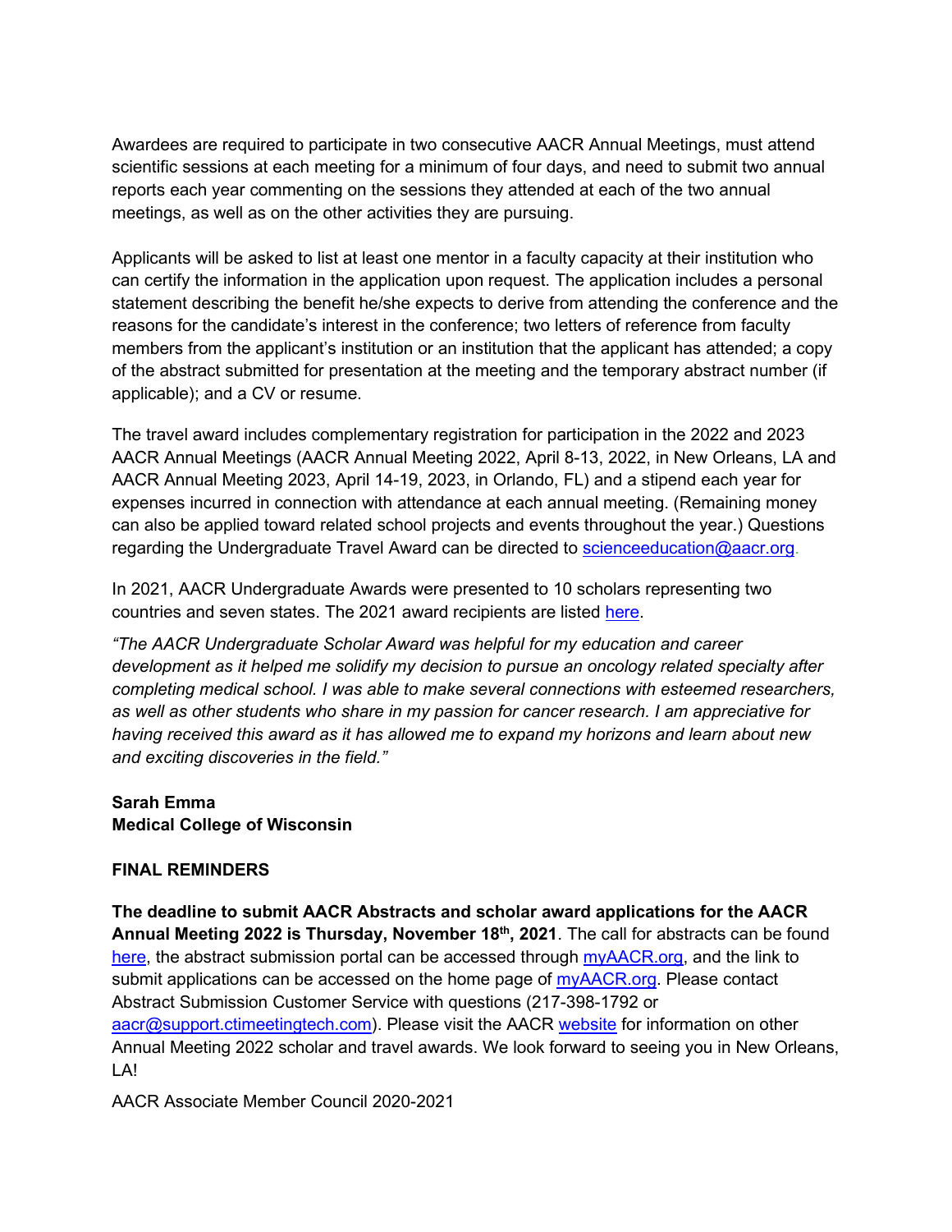Awardees are required to participate in two consecutive AACR Annual Meetings, must attend scientific sessions at each meeting for a minimum of four days, and need to submit two annual reports each year commenting on the sessions they attended at each of the two annual meetings, as well as on the other activities they are pursuing.

Applicants will be asked to list at least one mentor in a faculty capacity at their institution who can certify the information in the application upon request. The application includes a personal statement describing the benefit he/she expects to derive from attending the conference and the reasons for the candidate's interest in the conference; two letters of reference from faculty members from the applicant's institution or an institution that the applicant has attended; a copy of the abstract submitted for presentation at the meeting and the temporary abstract number (if applicable); and a CV or resume.

The travel award includes complementary registration for participation in the 2022 and 2023 AACR Annual Meetings (AACR Annual Meeting 2022, April 8-13, 2022, in New Orleans, LA and AACR Annual Meeting 2023, April 14-19, 2023, in Orlando, FL) and a stipend each year for expenses incurred in connection with attendance at each annual meeting. (Remaining money can also be applied toward related school projects and events throughout the year.) Questions regarding the Undergraduate Travel Award can be directed to scienceeducation@aacr.org.

In 2021, AACR Undergraduate Awards were presented to 10 scholars representing two countries and seven states. The 2021 award recipients are listed here.

*"The AACR Undergraduate Scholar Award was helpful for my education and career development as it helped me solidify my decision to pursue an oncology related specialty after completing medical school. I was able to make several connections with esteemed researchers, as well as other students who share in my passion for cancer research. I am appreciative for having received this award as it has allowed me to expand my horizons and learn about new and exciting discoveries in the field."*

**Sarah Emma**
**Medical College of Wisconsin**

**FINAL REMINDERS**

**The deadline to submit AACR Abstracts and scholar award applications for the AACR Annual Meeting 2022 is Thursday, November 18th, 2021**. The call for abstracts can be found here, the abstract submission portal can be accessed through myAACR.org, and the link to submit applications can be accessed on the home page of myAACR.org. Please contact Abstract Submission Customer Service with questions (217-398-1792 or aacr@support.ctimeetingtech.com). Please visit the AACR website for information on other Annual Meeting 2022 scholar and travel awards. We look forward to seeing you in New Orleans, LA!

AACR Associate Member Council 2020-2021